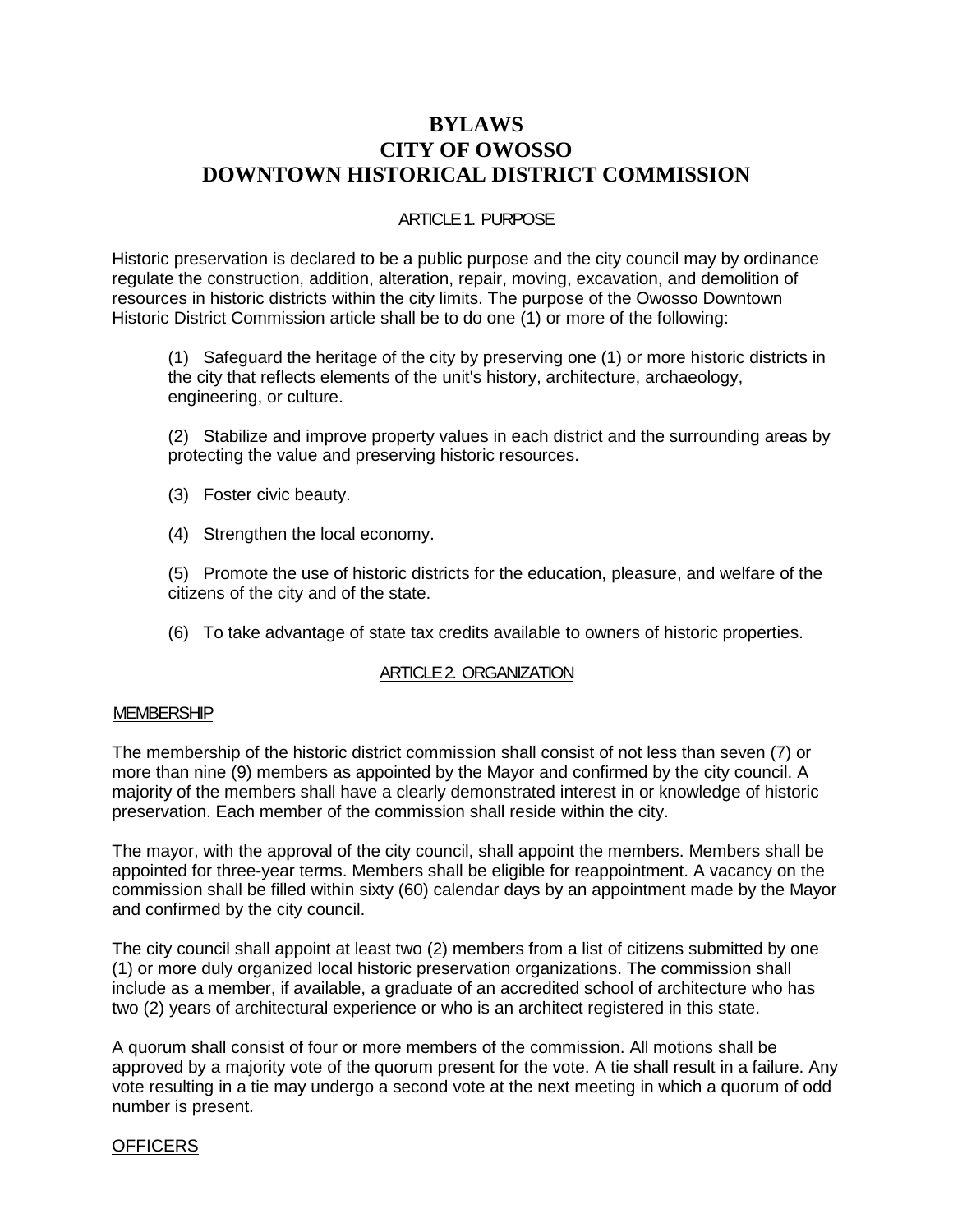# BYLAWS
# CITY OF OWOSSO
# DOWNTOWN HISTORICAL DISTRICT COMMISSION

## ARTICLE 1. PURPOSE

Historic preservation is declared to be a public purpose and the city council may by ordinance regulate the construction, addition, alteration, repair, moving, excavation, and demolition of resources in historic districts within the city limits. The purpose of the Owosso Downtown Historic District Commission article shall be to do one (1) or more of the following:

(1) Safeguard the heritage of the city by preserving one (1) or more historic districts in the city that reflects elements of the unit's history, architecture, archaeology, engineering, or culture.

(2) Stabilize and improve property values in each district and the surrounding areas by protecting the value and preserving historic resources.

(3) Foster civic beauty.

(4) Strengthen the local economy.

(5) Promote the use of historic districts for the education, pleasure, and welfare of the citizens of the city and of the state.

(6) To take advantage of state tax credits available to owners of historic properties.

## ARTICLE 2. ORGANIZATION

### MEMBERSHIP

The membership of the historic district commission shall consist of not less than seven (7) or more than nine (9) members as appointed by the Mayor and confirmed by the city council. A majority of the members shall have a clearly demonstrated interest in or knowledge of historic preservation. Each member of the commission shall reside within the city.

The mayor, with the approval of the city council, shall appoint the members. Members shall be appointed for three-year terms. Members shall be eligible for reappointment. A vacancy on the commission shall be filled within sixty (60) calendar days by an appointment made by the Mayor and confirmed by the city council.

The city council shall appoint at least two (2) members from a list of citizens submitted by one (1) or more duly organized local historic preservation organizations. The commission shall include as a member, if available, a graduate of an accredited school of architecture who has two (2) years of architectural experience or who is an architect registered in this state.

A quorum shall consist of four or more members of the commission. All motions shall be approved by a majority vote of the quorum present for the vote. A tie shall result in a failure. Any vote resulting in a tie may undergo a second vote at the next meeting in which a quorum of odd number is present.

### OFFICERS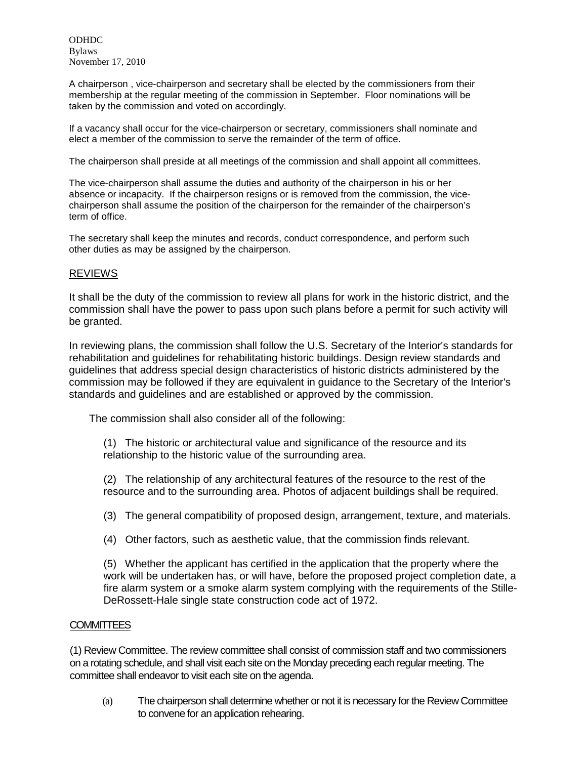A chairperson , vice-chairperson and secretary shall be elected by the commissioners from their membership at the regular meeting of the commission in September. Floor nominations will be taken by the commission and voted on accordingly.

If a vacancy shall occur for the vice-chairperson or secretary, commissioners shall nominate and elect a member of the commission to serve the remainder of the term of office.

The chairperson shall preside at all meetings of the commission and shall appoint all committees.

The vice-chairperson shall assume the duties and authority of the chairperson in his or her absence or incapacity. If the chairperson resigns or is removed from the commission, the vice-chairperson shall assume the position of the chairperson for the remainder of the chairperson's term of office.

The secretary shall keep the minutes and records, conduct correspondence, and perform such other duties as may be assigned by the chairperson.

## REVIEWS

It shall be the duty of the commission to review all plans for work in the historic district, and the commission shall have the power to pass upon such plans before a permit for such activity will be granted.

In reviewing plans, the commission shall follow the U.S. Secretary of the Interior's standards for rehabilitation and guidelines for rehabilitating historic buildings. Design review standards and guidelines that address special design characteristics of historic districts administered by the commission may be followed if they are equivalent in guidance to the Secretary of the Interior's standards and guidelines and are established or approved by the commission.

The commission shall also consider all of the following:

(1) The historic or architectural value and significance of the resource and its relationship to the historic value of the surrounding area.

(2) The relationship of any architectural features of the resource to the rest of the resource and to the surrounding area. Photos of adjacent buildings shall be required.

(3) The general compatibility of proposed design, arrangement, texture, and materials.

(4) Other factors, such as aesthetic value, that the commission finds relevant.

(5) Whether the applicant has certified in the application that the property where the work will be undertaken has, or will have, before the proposed project completion date, a fire alarm system or a smoke alarm system complying with the requirements of the Stille-DeRossett-Hale single state construction code act of 1972.

## COMMITTEES

(1) Review Committee. The review committee shall consist of commission staff and two commissioners on a rotating schedule, and shall visit each site on the Monday preceding each regular meeting. The committee shall endeavor to visit each site on the agenda.

(a) The chairperson shall determine whether or not it is necessary for the Review Committee to convene for an application rehearing.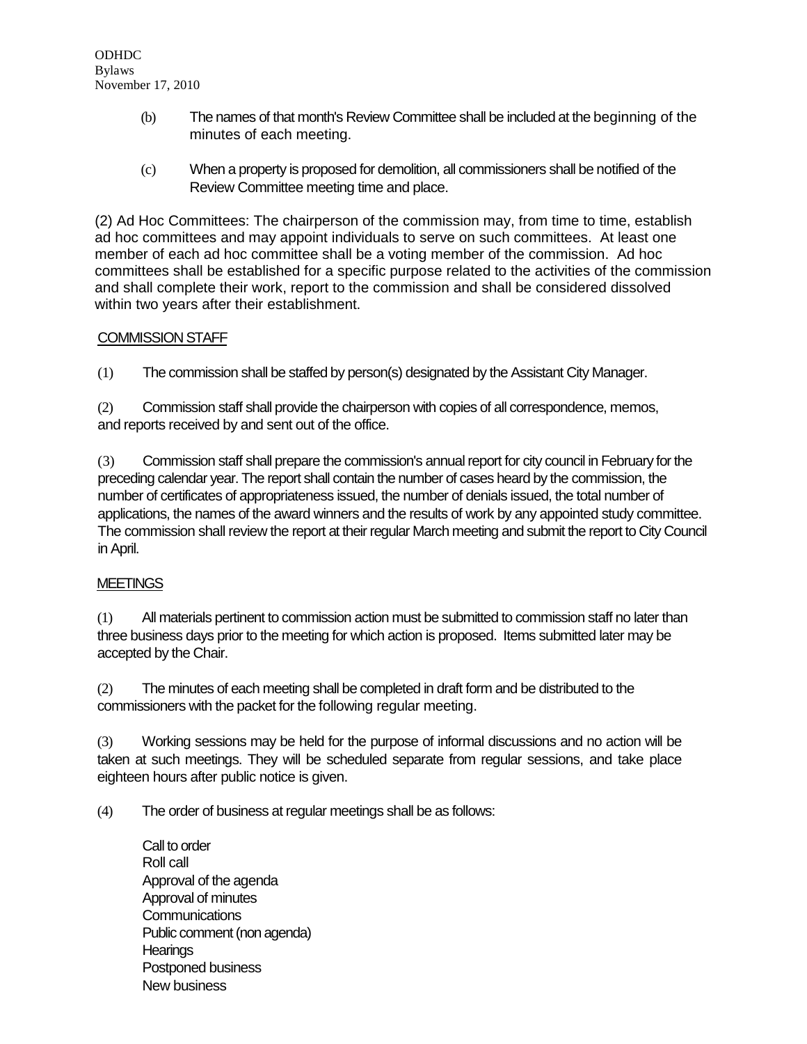(b) The names of that month's Review Committee shall be included at the beginning of the minutes of each meeting.

(c) When a property is proposed for demolition, all commissioners shall be notified of the Review Committee meeting time and place.

(2) Ad Hoc Committees: The chairperson of the commission may, from time to time, establish ad hoc committees and may appoint individuals to serve on such committees. At least one member of each ad hoc committee shall be a voting member of the commission. Ad hoc committees shall be established for a specific purpose related to the activities of the commission and shall complete their work, report to the commission and shall be considered dissolved within two years after their establishment.

COMMISSION STAFF

(1) The commission shall be staffed by person(s) designated by the Assistant City Manager.

(2) Commission staff shall provide the chairperson with copies of all correspondence, memos, and reports received by and sent out of the office.

(3) Commission staff shall prepare the commission's annual report for city council in February for the preceding calendar year. The report shall contain the number of cases heard by the commission, the number of certificates of appropriateness issued, the number of denials issued, the total number of applications, the names of the award winners and the results of work by any appointed study committee. The commission shall review the report at their regular March meeting and submit the report to City Council in April.

MEETINGS

(1) All materials pertinent to commission action must be submitted to commission staff no later than three business days prior to the meeting for which action is proposed. Items submitted later may be accepted by the Chair.

(2) The minutes of each meeting shall be completed in draft form and be distributed to the commissioners with the packet for the following regular meeting.

(3) Working sessions may be held for the purpose of informal discussions and no action will be taken at such meetings. They will be scheduled separate from regular sessions, and take place eighteen hours after public notice is given.

(4) The order of business at regular meetings shall be as follows:

Call to order
Roll call
Approval of the agenda
Approval of minutes
Communications
Public comment (non agenda)
Hearings
Postponed business
New business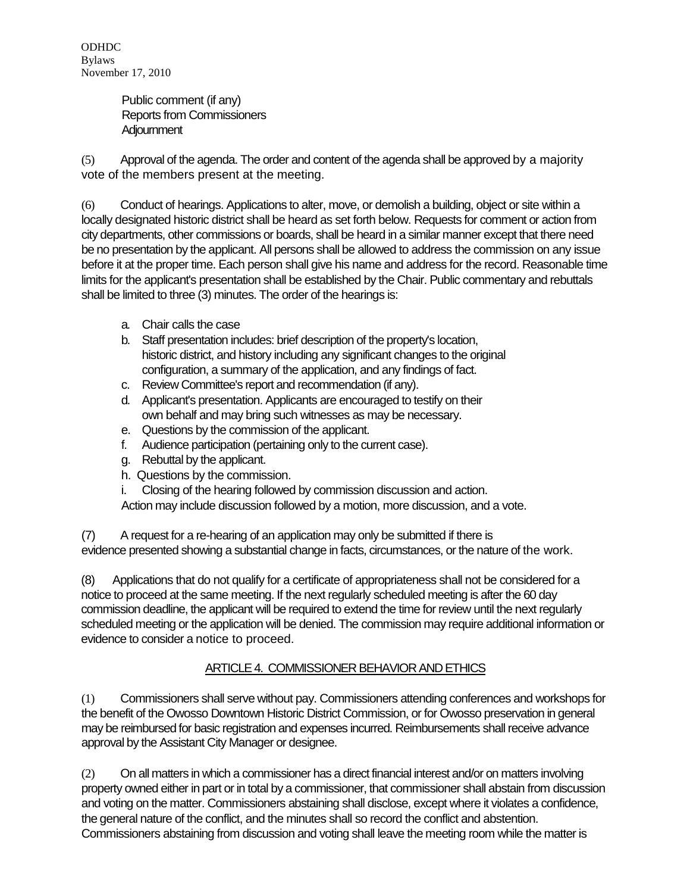Public comment (if any)
Reports from Commissioners
Adjournment

(5) Approval of the agenda. The order and content of the agenda shall be approved by a majority vote of the members present at the meeting.

(6) Conduct of hearings. Applications to alter, move, or demolish a building, object or site within a locally designated historic district shall be heard as set forth below. Requests for comment or action from city departments, other commissions or boards, shall be heard in a similar manner except that there need be no presentation by the applicant. All persons shall be allowed to address the commission on any issue before it at the proper time. Each person shall give his name and address for the record. Reasonable time limits for the applicant's presentation shall be established by the Chair. Public commentary and rebuttals shall be limited to three (3) minutes. The order of the hearings is:

a. Chair calls the case
b. Staff presentation includes: brief description of the property's location, historic district, and history including any significant changes to the original configuration, a summary of the application, and any findings of fact.
c. Review Committee's report and recommendation (if any).
d. Applicant's presentation. Applicants are encouraged to testify on their own behalf and may bring such witnesses as may be necessary.
e. Questions by the commission of the applicant.
f. Audience participation (pertaining only to the current case).
g. Rebuttal by the applicant.
h. Questions by the commission.
i. Closing of the hearing followed by commission discussion and action.

Action may include discussion followed by a motion, more discussion, and a vote.

(7) A request for a re-hearing of an application may only be submitted if there is evidence presented showing a substantial change in facts, circumstances, or the nature of the work.

(8) Applications that do not qualify for a certificate of appropriateness shall not be considered for a notice to proceed at the same meeting. If the next regularly scheduled meeting is after the 60 day commission deadline, the applicant will be required to extend the time for review until the next regularly scheduled meeting or the application will be denied. The commission may require additional information or evidence to consider a notice to proceed.

## ARTICLE 4. COMMISSIONER BEHAVIOR AND ETHICS

(1) Commissioners shall serve without pay. Commissioners attending conferences and workshops for the benefit of the Owosso Downtown Historic District Commission, or for Owosso preservation in general may be reimbursed for basic registration and expenses incurred. Reimbursements shall receive advance approval by the Assistant City Manager or designee.

(2) On all matters in which a commissioner has a direct financial interest and/or on matters involving property owned either in part or in total by a commissioner, that commissioner shall abstain from discussion and voting on the matter. Commissioners abstaining shall disclose, except where it violates a confidence, the general nature of the conflict, and the minutes shall so record the conflict and abstention. Commissioners abstaining from discussion and voting shall leave the meeting room while the matter is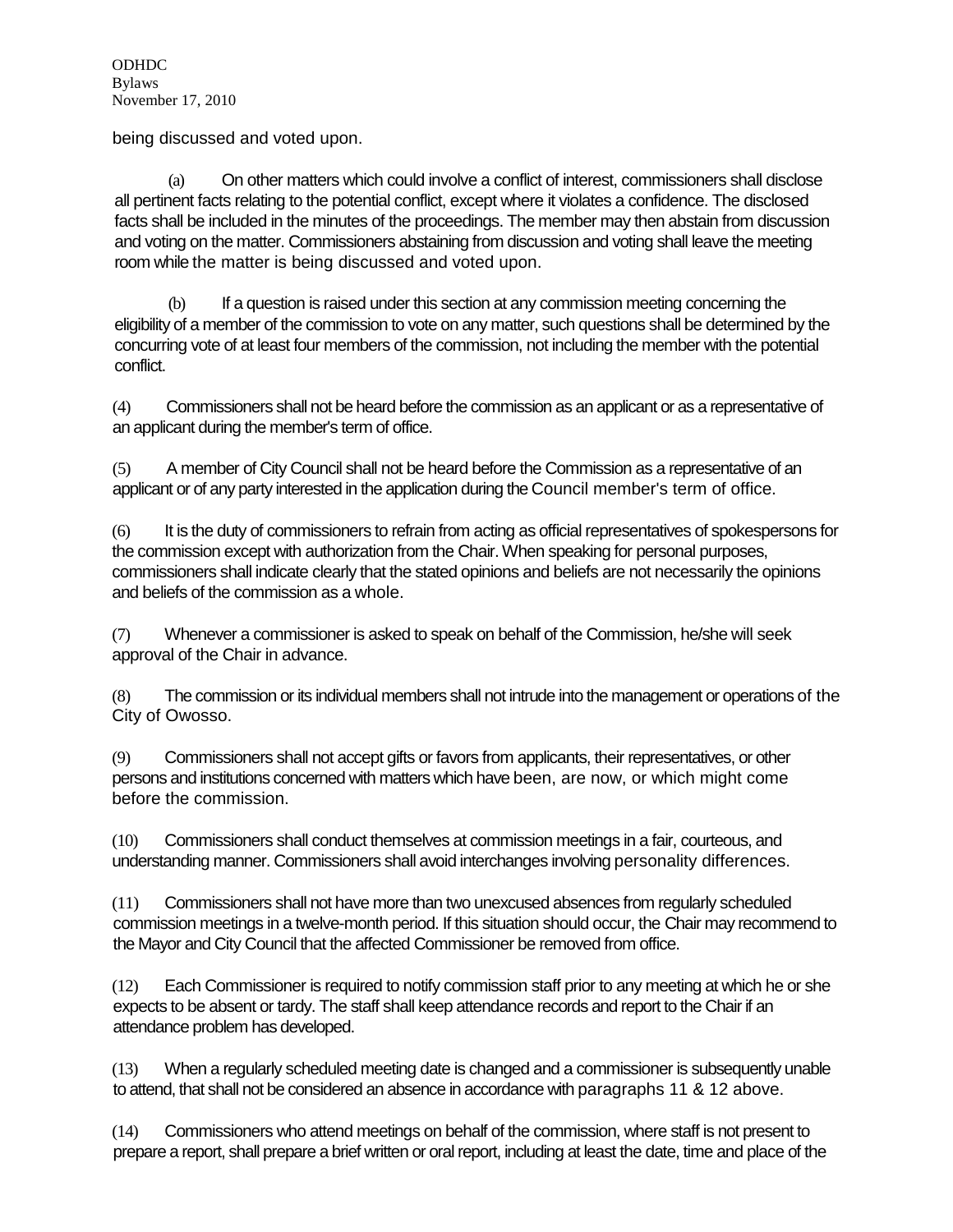being discussed and voted upon.

(a) On other matters which could involve a conflict of interest, commissioners shall disclose all pertinent facts relating to the potential conflict, except where it violates a confidence. The disclosed facts shall be included in the minutes of the proceedings. The member may then abstain from discussion and voting on the matter. Commissioners abstaining from discussion and voting shall leave the meeting room while the matter is being discussed and voted upon.

(b) If a question is raised under this section at any commission meeting concerning the eligibility of a member of the commission to vote on any matter, such questions shall be determined by the concurring vote of at least four members of the commission, not including the member with the potential conflict.

(4) Commissioners shall not be heard before the commission as an applicant or as a representative of an applicant during the member's term of office.

(5) A member of City Council shall not be heard before the Commission as a representative of an applicant or of any party interested in the application during the Council member's term of office.

(6) It is the duty of commissioners to refrain from acting as official representatives of spokespersons for the commission except with authorization from the Chair. When speaking for personal purposes, commissioners shall indicate clearly that the stated opinions and beliefs are not necessarily the opinions and beliefs of the commission as a whole.

(7) Whenever a commissioner is asked to speak on behalf of the Commission, he/she will seek approval of the Chair in advance.

(8) The commission or its individual members shall not intrude into the management or operations of the City of Owosso.

(9) Commissioners shall not accept gifts or favors from applicants, their representatives, or other persons and institutions concerned with matters which have been, are now, or which might come before the commission.

(10) Commissioners shall conduct themselves at commission meetings in a fair, courteous, and understanding manner. Commissioners shall avoid interchanges involving personality differences.

(11) Commissioners shall not have more than two unexcused absences from regularly scheduled commission meetings in a twelve-month period. If this situation should occur, the Chair may recommend to the Mayor and City Council that the affected Commissioner be removed from office.

(12) Each Commissioner is required to notify commission staff prior to any meeting at which he or she expects to be absent or tardy. The staff shall keep attendance records and report to the Chair if an attendance problem has developed.

(13) When a regularly scheduled meeting date is changed and a commissioner is subsequently unable to attend, that shall not be considered an absence in accordance with paragraphs 11 & 12 above.

(14) Commissioners who attend meetings on behalf of the commission, where staff is not present to prepare a report, shall prepare a brief written or oral report, including at least the date, time and place of the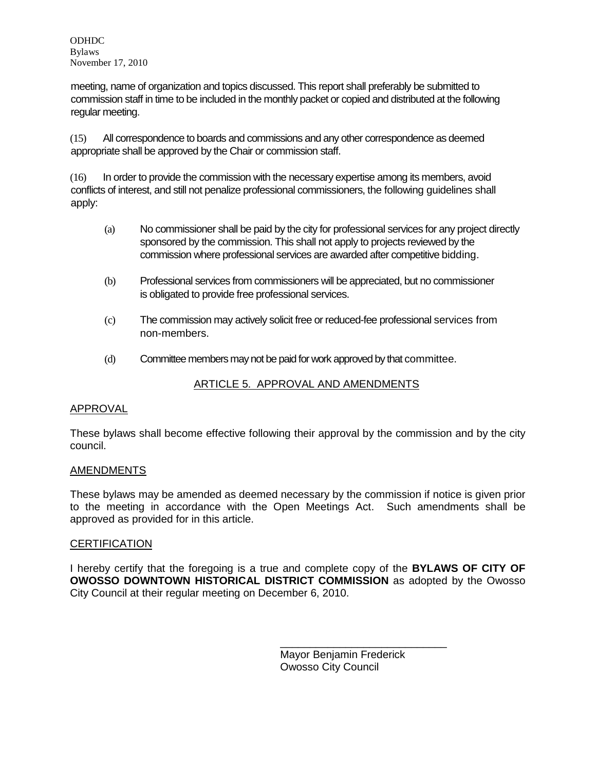meeting, name of organization and topics discussed. This report shall preferably be submitted to commission staff in time to be included in the monthly packet or copied and distributed at the following regular meeting.

(15) All correspondence to boards and commissions and any other correspondence as deemed appropriate shall be approved by the Chair or commission staff.

(16) In order to provide the commission with the necessary expertise among its members, avoid conflicts of interest, and still not penalize professional commissioners, the following guidelines shall apply:

(a) No commissioner shall be paid by the city for professional services for any project directly sponsored by the commission. This shall not apply to projects reviewed by the commission where professional services are awarded after competitive bidding.

(b) Professional services from commissioners will be appreciated, but no commissioner is obligated to provide free professional services.

(c) The commission may actively solicit free or reduced-fee professional services from non-members.

(d) Committee members may not be paid for work approved by that committee.

## ARTICLE 5. APPROVAL AND AMENDMENTS

### APPROVAL

These bylaws shall become effective following their approval by the commission and by the city council.

### AMENDMENTS

These bylaws may be amended as deemed necessary by the commission if notice is given prior to the meeting in accordance with the Open Meetings Act. Such amendments shall be approved as provided for in this article.

### CERTIFICATION

I hereby certify that the foregoing is a true and complete copy of the **BYLAWS OF CITY OF OWOSSO DOWNTOWN HISTORICAL DISTRICT COMMISSION** as adopted by the Owosso City Council at their regular meeting on December 6, 2010.

\_\_\_\_\_\_\_\_\_\_\_\_\_\_\_\_\_\_\_\_\_\_\_\_\_\_\_\_\_\_

Mayor Benjamin Frederick
Owosso City Council